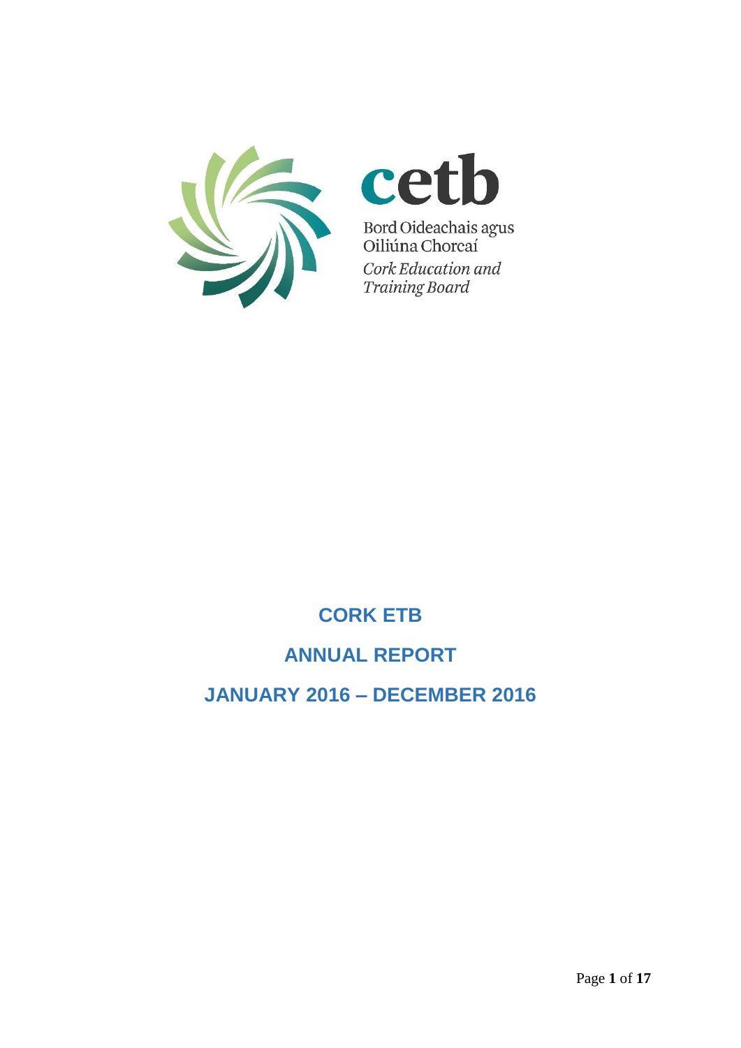cetb

Bord Oideachais agus Oiliúna Chorcaí

*Cork Education and Training Board*

# CORK ETB

# ANNUAL REPORT

# JANUARY 2016 – DECEMBER 2016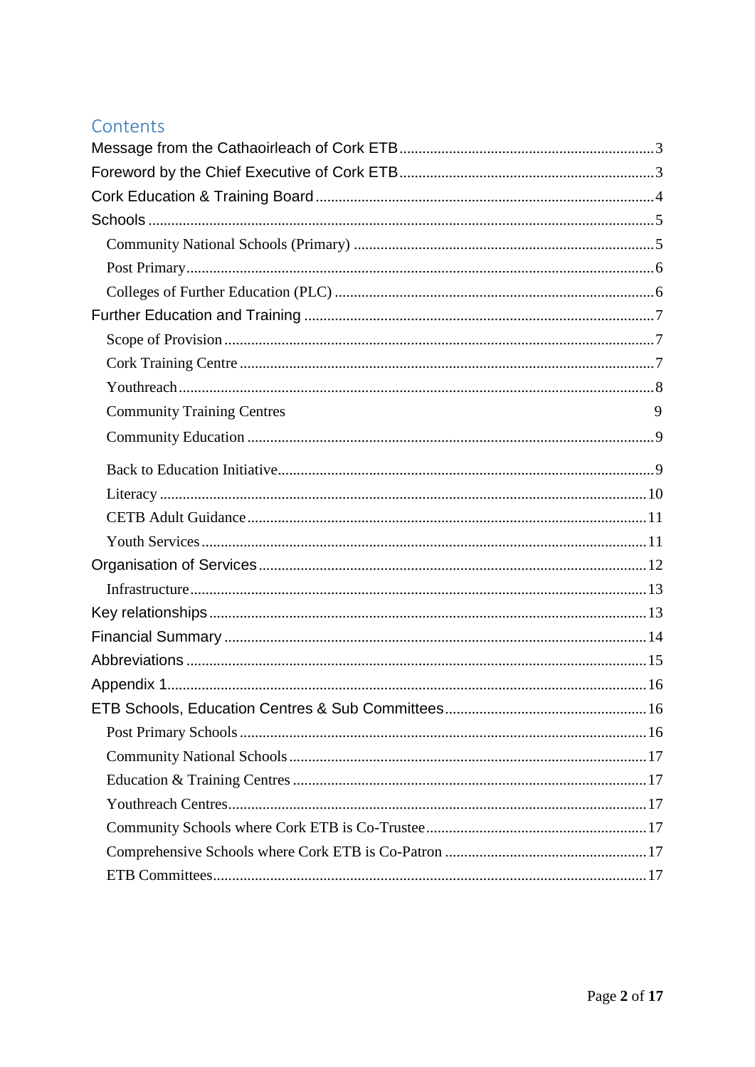## Contents

- Message from the Cathaoirleach of Cork ETB .......... 3
- Foreword by the Chief Executive of Cork ETB .......... 3
- Cork Education & Training Board .......... 4
- Schools .......... 5
    - Community National Schools (Primary) .......... 5
    - Post Primary .......... 6
    - Colleges of Further Education (PLC) .......... 6
- Further Education and Training .......... 7
    - Scope of Provision .......... 7
    - Cork Training Centre .......... 7
    - Youthreach .......... 8
    - Community Training Centres .......... 9
    - Community Education .......... 9
    - Back to Education Initiative .......... 9
    - Literacy .......... 10
    - CETB Adult Guidance .......... 11
    - Youth Services .......... 11
- Organisation of Services .......... 12
    - Infrastructure .......... 13
- Key relationships .......... 13
- Financial Summary .......... 14
- Abbreviations .......... 15
- Appendix 1 .......... 16
- ETB Schools, Education Centres & Sub Committees .......... 16
    - Post Primary Schools .......... 16
    - Community National Schools .......... 17
    - Education & Training Centres .......... 17
    - Youthreach Centres .......... 17
    - Community Schools where Cork ETB is Co-Trustee .......... 17
    - Comprehensive Schools where Cork ETB is Co-Patron .......... 17
    - ETB Committees .......... 17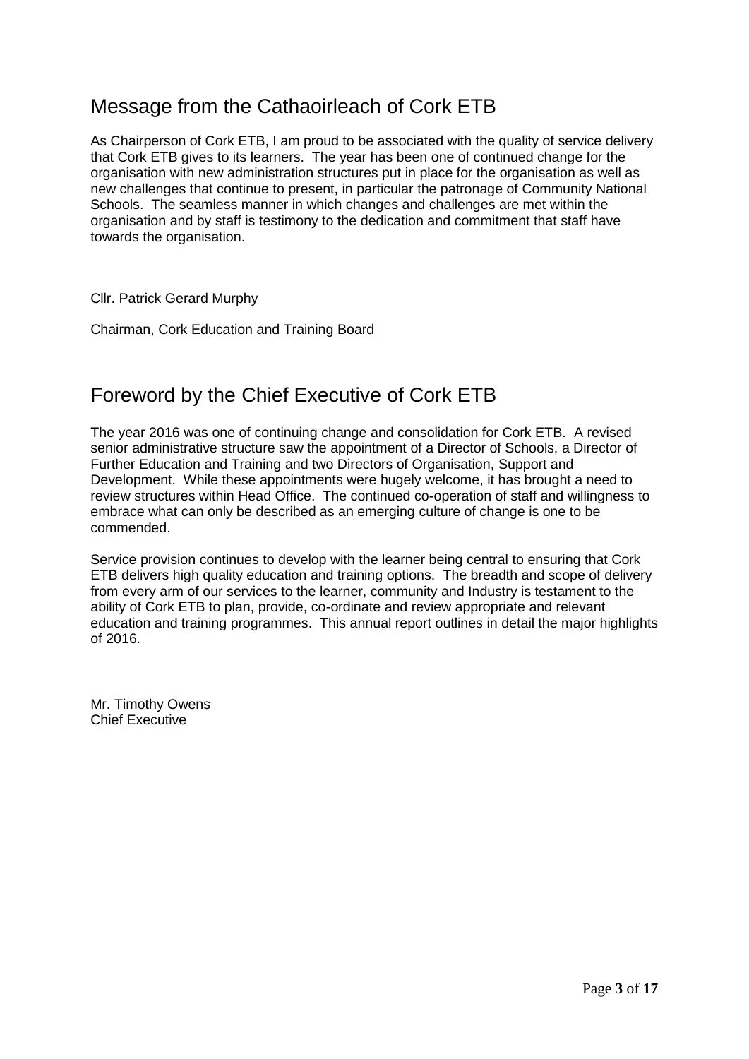## Message from the Cathaoirleach of Cork ETB

As Chairperson of Cork ETB, I am proud to be associated with the quality of service delivery that Cork ETB gives to its learners. The year has been one of continued change for the organisation with new administration structures put in place for the organisation as well as new challenges that continue to present, in particular the patronage of Community National Schools. The seamless manner in which changes and challenges are met within the organisation and by staff is testimony to the dedication and commitment that staff have towards the organisation.

Cllr. Patrick Gerard Murphy

Chairman, Cork Education and Training Board

## Foreword by the Chief Executive of Cork ETB

The year 2016 was one of continuing change and consolidation for Cork ETB. A revised senior administrative structure saw the appointment of a Director of Schools, a Director of Further Education and Training and two Directors of Organisation, Support and Development. While these appointments were hugely welcome, it has brought a need to review structures within Head Office. The continued co-operation of staff and willingness to embrace what can only be described as an emerging culture of change is one to be commended.

Service provision continues to develop with the learner being central to ensuring that Cork ETB delivers high quality education and training options. The breadth and scope of delivery from every arm of our services to the learner, community and Industry is testament to the ability of Cork ETB to plan, provide, co-ordinate and review appropriate and relevant education and training programmes. This annual report outlines in detail the major highlights of 2016.

Mr. Timothy Owens
Chief Executive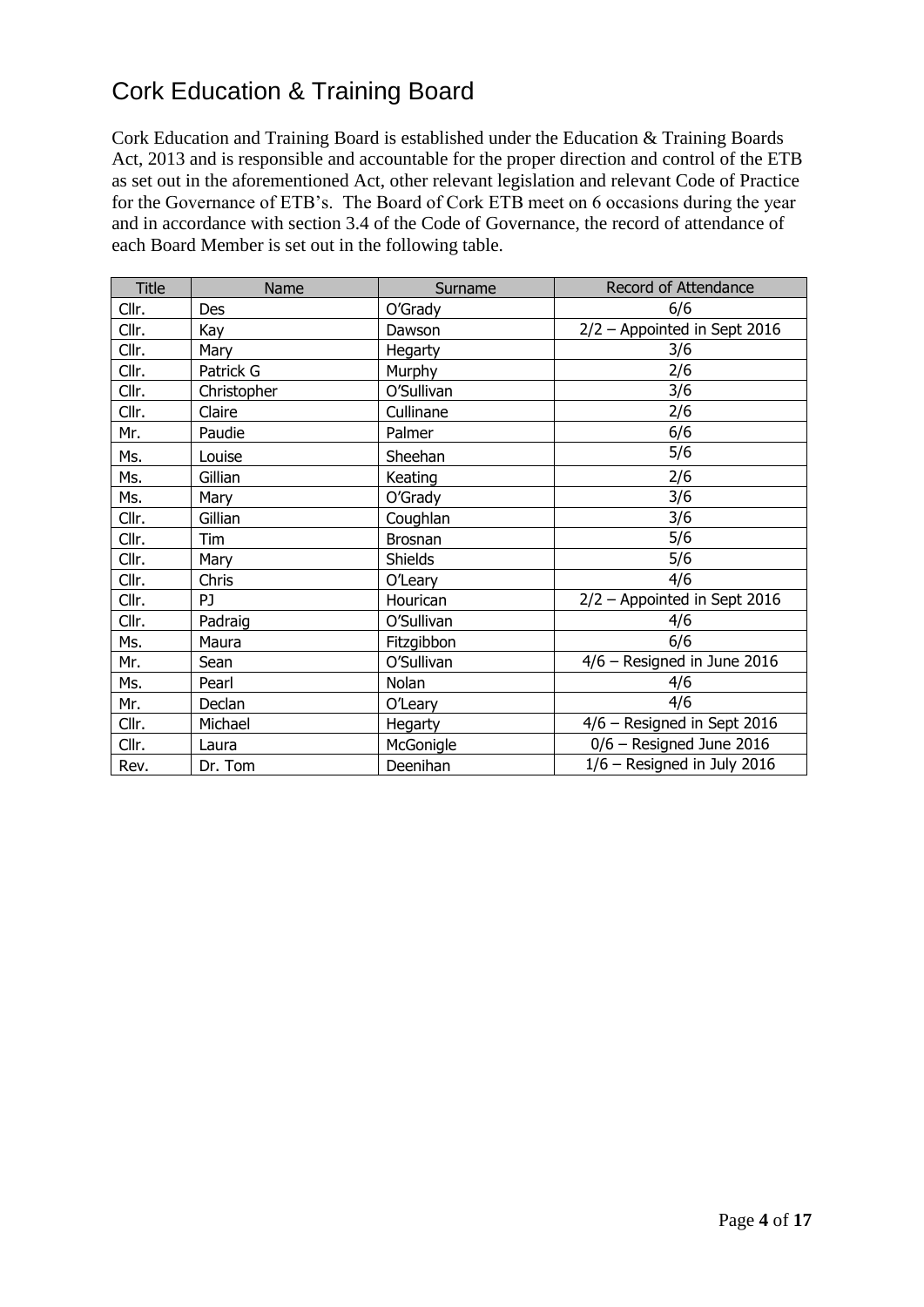# Cork Education & Training Board

Cork Education and Training Board is established under the Education & Training Boards Act, 2013 and is responsible and accountable for the proper direction and control of the ETB as set out in the aforementioned Act, other relevant legislation and relevant Code of Practice for the Governance of ETB's. The Board of Cork ETB meet on 6 occasions during the year and in accordance with section 3.4 of the Code of Governance, the record of attendance of each Board Member is set out in the following table.

| Title | Name | Surname | Record of Attendance |
|---|---|---|---|
| Cllr. | Des | O'Grady | 6/6 |
| Cllr. | Kay | Dawson | 2/2 – Appointed in Sept 2016 |
| Cllr. | Mary | Hegarty | 3/6 |
| Cllr. | Patrick G | Murphy | 2/6 |
| Cllr. | Christopher | O'Sullivan | 3/6 |
| Cllr. | Claire | Cullinane | 2/6 |
| Mr. | Paudie | Palmer | 6/6 |
| Ms. | Louise | Sheehan | 5/6 |
| Ms. | Gillian | Keating | 2/6 |
| Ms. | Mary | O'Grady | 3/6 |
| Cllr. | Gillian | Coughlan | 3/6 |
| Cllr. | Tim | Brosnan | 5/6 |
| Cllr. | Mary | Shields | 5/6 |
| Cllr. | Chris | O'Leary | 4/6 |
| Cllr. | PJ | Hourican | 2/2 – Appointed in Sept 2016 |
| Cllr. | Padraig | O'Sullivan | 4/6 |
| Ms. | Maura | Fitzgibbon | 6/6 |
| Mr. | Sean | O'Sullivan | 4/6 – Resigned in June 2016 |
| Ms. | Pearl | Nolan | 4/6 |
| Mr. | Declan | O'Leary | 4/6 |
| Cllr. | Michael | Hegarty | 4/6 – Resigned in Sept 2016 |
| Cllr. | Laura | McGonigle | 0/6 – Resigned June 2016 |
| Rev. | Dr. Tom | Deenihan | 1/6 – Resigned in July 2016 |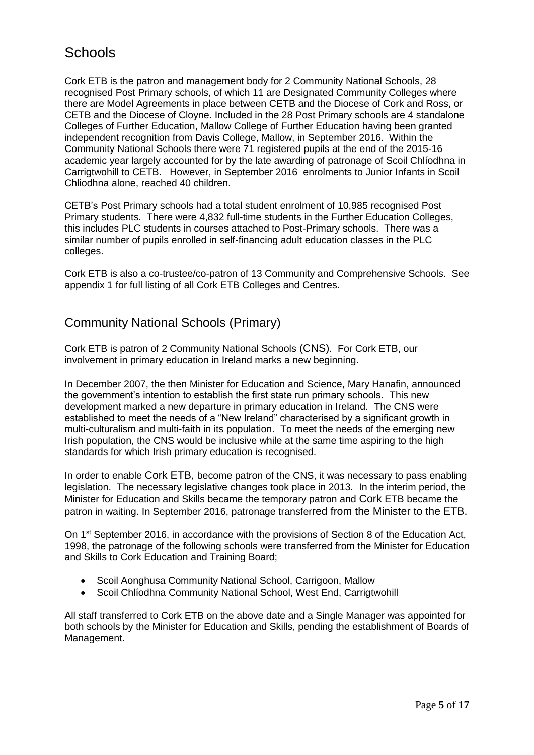# Schools

Cork ETB is the patron and management body for 2 Community National Schools, 28 recognised Post Primary schools, of which 11 are Designated Community Colleges where there are Model Agreements in place between CETB and the Diocese of Cork and Ross, or CETB and the Diocese of Cloyne. Included in the 28 Post Primary schools are 4 standalone Colleges of Further Education, Mallow College of Further Education having been granted independent recognition from Davis College, Mallow, in September 2016. Within the Community National Schools there were 71 registered pupils at the end of the 2015-16 academic year largely accounted for by the late awarding of patronage of Scoil Chlíodhna in Carrigtwohill to CETB. However, in September 2016 enrolments to Junior Infants in Scoil Chliodhna alone, reached 40 children.

CETB's Post Primary schools had a total student enrolment of 10,985 recognised Post Primary students. There were 4,832 full-time students in the Further Education Colleges, this includes PLC students in courses attached to Post-Primary schools. There was a similar number of pupils enrolled in self-financing adult education classes in the PLC colleges.

Cork ETB is also a co-trustee/co-patron of 13 Community and Comprehensive Schools. See appendix 1 for full listing of all Cork ETB Colleges and Centres.

## Community National Schools (Primary)

Cork ETB is patron of 2 Community National Schools (CNS). For Cork ETB, our involvement in primary education in Ireland marks a new beginning.

In December 2007, the then Minister for Education and Science, Mary Hanafin, announced the government's intention to establish the first state run primary schools. This new development marked a new departure in primary education in Ireland. The CNS were established to meet the needs of a "New Ireland" characterised by a significant growth in multi-culturalism and multi-faith in its population. To meet the needs of the emerging new Irish population, the CNS would be inclusive while at the same time aspiring to the high standards for which Irish primary education is recognised.

In order to enable Cork ETB, become patron of the CNS, it was necessary to pass enabling legislation. The necessary legislative changes took place in 2013. In the interim period, the Minister for Education and Skills became the temporary patron and Cork ETB became the patron in waiting. In September 2016, patronage transferred from the Minister to the ETB.

On 1st September 2016, in accordance with the provisions of Section 8 of the Education Act, 1998, the patronage of the following schools were transferred from the Minister for Education and Skills to Cork Education and Training Board;

- Scoil Aonghusa Community National School, Carrigoon, Mallow
- Scoil Chlíodhna Community National School, West End, Carrigtwohill

All staff transferred to Cork ETB on the above date and a Single Manager was appointed for both schools by the Minister for Education and Skills, pending the establishment of Boards of Management.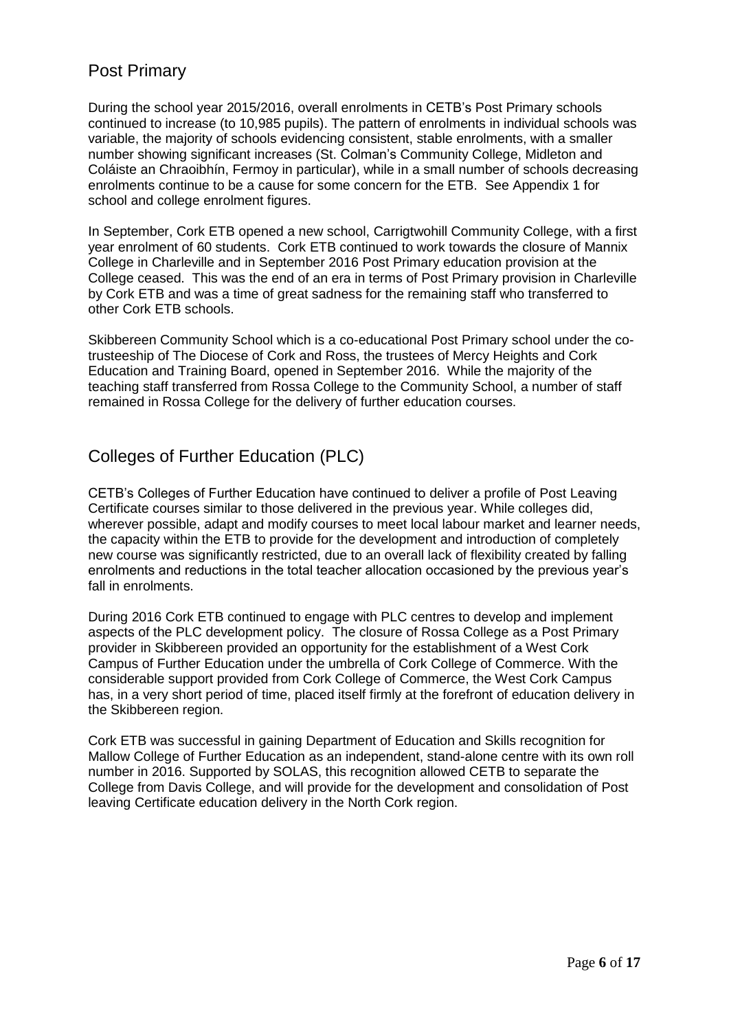## Post Primary

During the school year 2015/2016, overall enrolments in CETB's Post Primary schools continued to increase (to 10,985 pupils). The pattern of enrolments in individual schools was variable, the majority of schools evidencing consistent, stable enrolments, with a smaller number showing significant increases (St. Colman's Community College, Midleton and Coláiste an Chraoibhín, Fermoy in particular), while in a small number of schools decreasing enrolments continue to be a cause for some concern for the ETB. See Appendix 1 for school and college enrolment figures.

In September, Cork ETB opened a new school, Carrigtwohill Community College, with a first year enrolment of 60 students. Cork ETB continued to work towards the closure of Mannix College in Charleville and in September 2016 Post Primary education provision at the College ceased. This was the end of an era in terms of Post Primary provision in Charleville by Cork ETB and was a time of great sadness for the remaining staff who transferred to other Cork ETB schools.

Skibbereen Community School which is a co-educational Post Primary school under the co-trusteeship of The Diocese of Cork and Ross, the trustees of Mercy Heights and Cork Education and Training Board, opened in September 2016. While the majority of the teaching staff transferred from Rossa College to the Community School, a number of staff remained in Rossa College for the delivery of further education courses.

## Colleges of Further Education (PLC)

CETB's Colleges of Further Education have continued to deliver a profile of Post Leaving Certificate courses similar to those delivered in the previous year. While colleges did, wherever possible, adapt and modify courses to meet local labour market and learner needs, the capacity within the ETB to provide for the development and introduction of completely new course was significantly restricted, due to an overall lack of flexibility created by falling enrolments and reductions in the total teacher allocation occasioned by the previous year's fall in enrolments.

During 2016 Cork ETB continued to engage with PLC centres to develop and implement aspects of the PLC development policy. The closure of Rossa College as a Post Primary provider in Skibbereen provided an opportunity for the establishment of a West Cork Campus of Further Education under the umbrella of Cork College of Commerce. With the considerable support provided from Cork College of Commerce, the West Cork Campus has, in a very short period of time, placed itself firmly at the forefront of education delivery in the Skibbereen region.

Cork ETB was successful in gaining Department of Education and Skills recognition for Mallow College of Further Education as an independent, stand-alone centre with its own roll number in 2016. Supported by SOLAS, this recognition allowed CETB to separate the College from Davis College, and will provide for the development and consolidation of Post leaving Certificate education delivery in the North Cork region.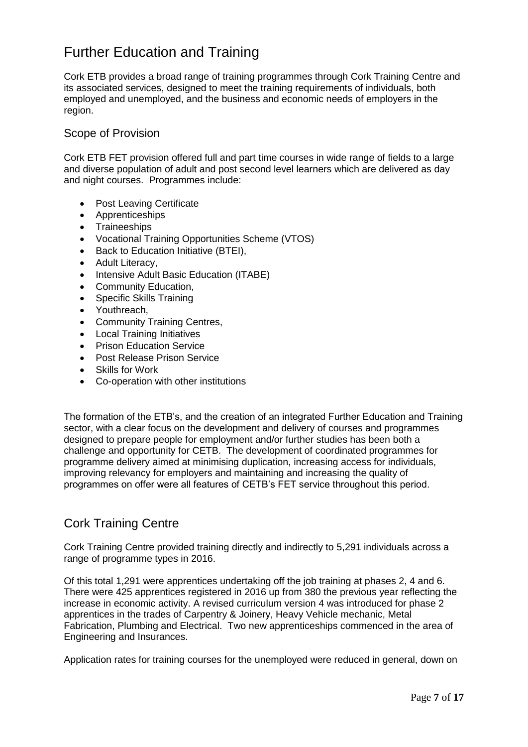# Further Education and Training

Cork ETB provides a broad range of training programmes through Cork Training Centre and its associated services, designed to meet the training requirements of individuals, both employed and unemployed, and the business and economic needs of employers in the region.

## Scope of Provision

Cork ETB FET provision offered full and part time courses in wide range of fields to a large and diverse population of adult and post second level learners which are delivered as day and night courses. Programmes include:

- Post Leaving Certificate
- Apprenticeships
- Traineeships
- Vocational Training Opportunities Scheme (VTOS)
- Back to Education Initiative (BTEI),
- Adult Literacy,
- Intensive Adult Basic Education (ITABE)
- Community Education,
- Specific Skills Training
- Youthreach,
- Community Training Centres,
- Local Training Initiatives
- Prison Education Service
- Post Release Prison Service
- Skills for Work
- Co-operation with other institutions

The formation of the ETB's, and the creation of an integrated Further Education and Training sector, with a clear focus on the development and delivery of courses and programmes designed to prepare people for employment and/or further studies has been both a challenge and opportunity for CETB. The development of coordinated programmes for programme delivery aimed at minimising duplication, increasing access for individuals, improving relevancy for employers and maintaining and increasing the quality of programmes on offer were all features of CETB's FET service throughout this period.

# Cork Training Centre

Cork Training Centre provided training directly and indirectly to 5,291 individuals across a range of programme types in 2016.

Of this total 1,291 were apprentices undertaking off the job training at phases 2, 4 and 6. There were 425 apprentices registered in 2016 up from 380 the previous year reflecting the increase in economic activity. A revised curriculum version 4 was introduced for phase 2 apprentices in the trades of Carpentry & Joinery, Heavy Vehicle mechanic, Metal Fabrication, Plumbing and Electrical. Two new apprenticeships commenced in the area of Engineering and Insurances.

Application rates for training courses for the unemployed were reduced in general, down on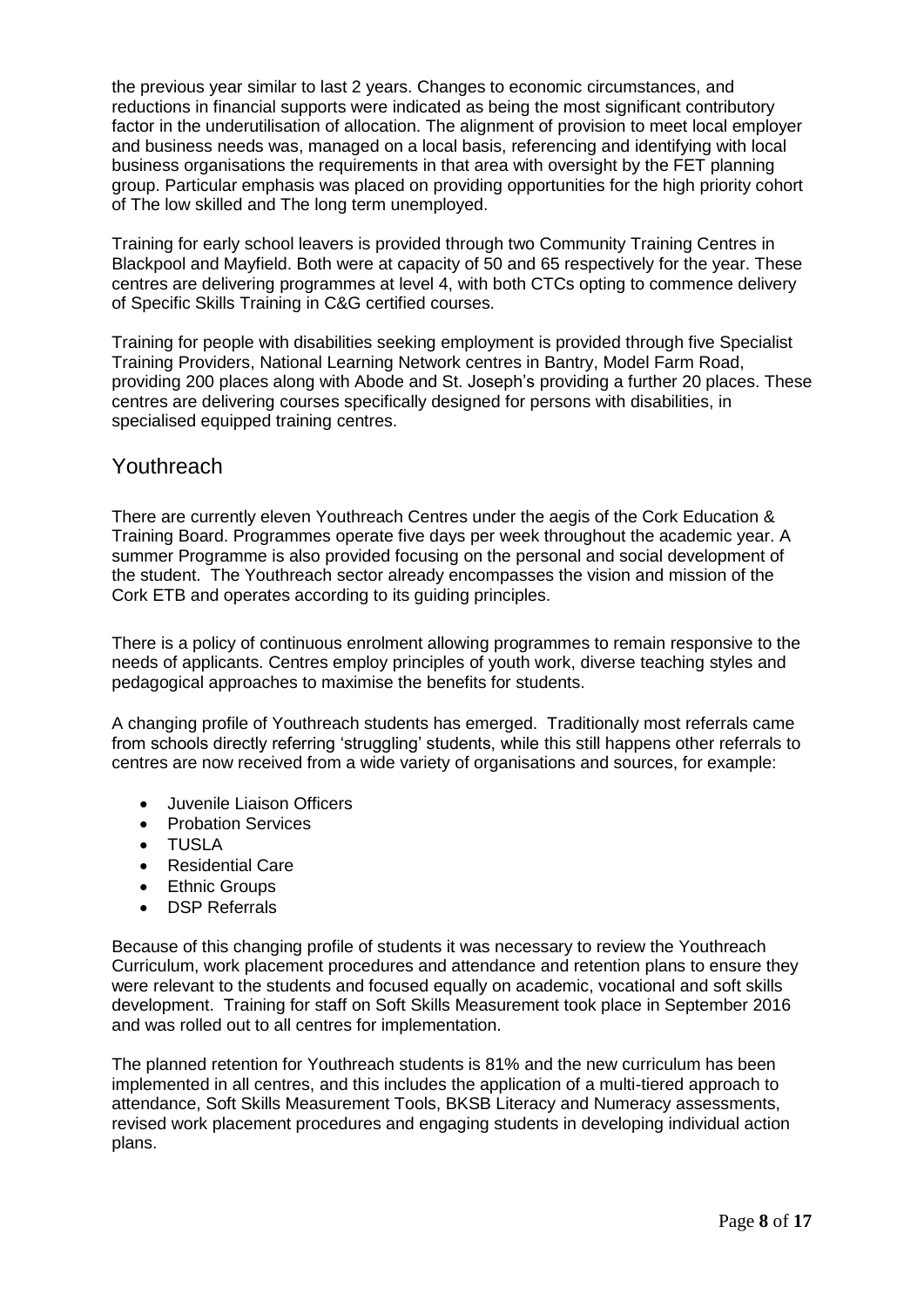the previous year similar to last 2 years. Changes to economic circumstances, and reductions in financial supports were indicated as being the most significant contributory factor in the underutilisation of allocation. The alignment of provision to meet local employer and business needs was, managed on a local basis, referencing and identifying with local business organisations the requirements in that area with oversight by the FET planning group. Particular emphasis was placed on providing opportunities for the high priority cohort of The low skilled and The long term unemployed.

Training for early school leavers is provided through two Community Training Centres in Blackpool and Mayfield. Both were at capacity of 50 and 65 respectively for the year. These centres are delivering programmes at level 4, with both CTCs opting to commence delivery of Specific Skills Training in C&G certified courses.

Training for people with disabilities seeking employment is provided through five Specialist Training Providers, National Learning Network centres in Bantry, Model Farm Road, providing 200 places along with Abode and St. Joseph's providing a further 20 places. These centres are delivering courses specifically designed for persons with disabilities, in specialised equipped training centres.

## Youthreach

There are currently eleven Youthreach Centres under the aegis of the Cork Education & Training Board. Programmes operate five days per week throughout the academic year. A summer Programme is also provided focusing on the personal and social development of the student. The Youthreach sector already encompasses the vision and mission of the Cork ETB and operates according to its guiding principles.

There is a policy of continuous enrolment allowing programmes to remain responsive to the needs of applicants. Centres employ principles of youth work, diverse teaching styles and pedagogical approaches to maximise the benefits for students.

A changing profile of Youthreach students has emerged. Traditionally most referrals came from schools directly referring 'struggling' students, while this still happens other referrals to centres are now received from a wide variety of organisations and sources, for example:

- Juvenile Liaison Officers
- Probation Services
- TUSLA
- Residential Care
- Ethnic Groups
- DSP Referrals

Because of this changing profile of students it was necessary to review the Youthreach Curriculum, work placement procedures and attendance and retention plans to ensure they were relevant to the students and focused equally on academic, vocational and soft skills development. Training for staff on Soft Skills Measurement took place in September 2016 and was rolled out to all centres for implementation.

The planned retention for Youthreach students is 81% and the new curriculum has been implemented in all centres, and this includes the application of a multi-tiered approach to attendance, Soft Skills Measurement Tools, BKSB Literacy and Numeracy assessments, revised work placement procedures and engaging students in developing individual action plans.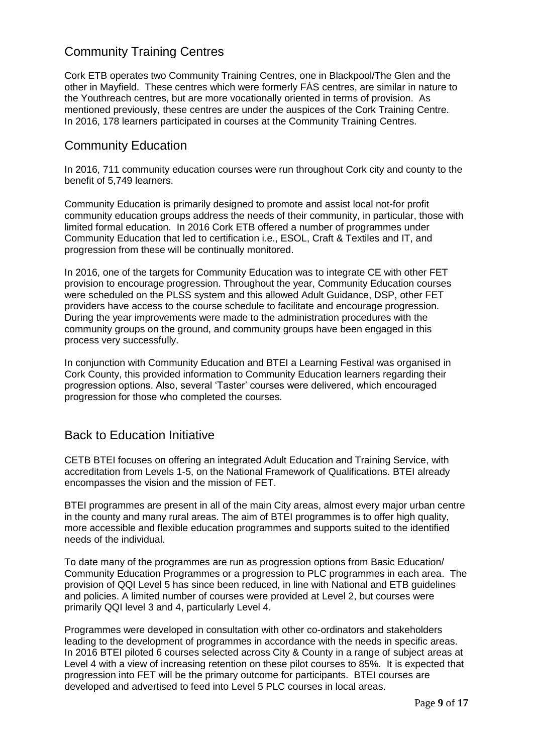## Community Training Centres

Cork ETB operates two Community Training Centres, one in Blackpool/The Glen and the other in Mayfield. These centres which were formerly FÁS centres, are similar in nature to the Youthreach centres, but are more vocationally oriented in terms of provision. As mentioned previously, these centres are under the auspices of the Cork Training Centre. In 2016, 178 learners participated in courses at the Community Training Centres.

## Community Education

In 2016, 711 community education courses were run throughout Cork city and county to the benefit of 5,749 learners.

Community Education is primarily designed to promote and assist local not-for profit community education groups address the needs of their community, in particular, those with limited formal education. In 2016 Cork ETB offered a number of programmes under Community Education that led to certification i.e., ESOL, Craft & Textiles and IT, and progression from these will be continually monitored.

In 2016, one of the targets for Community Education was to integrate CE with other FET provision to encourage progression. Throughout the year, Community Education courses were scheduled on the PLSS system and this allowed Adult Guidance, DSP, other FET providers have access to the course schedule to facilitate and encourage progression. During the year improvements were made to the administration procedures with the community groups on the ground, and community groups have been engaged in this process very successfully.

In conjunction with Community Education and BTEI a Learning Festival was organised in Cork County, this provided information to Community Education learners regarding their progression options. Also, several 'Taster' courses were delivered, which encouraged progression for those who completed the courses.

## Back to Education Initiative

CETB BTEI focuses on offering an integrated Adult Education and Training Service, with accreditation from Levels 1-5, on the National Framework of Qualifications. BTEI already encompasses the vision and the mission of FET.

BTEI programmes are present in all of the main City areas, almost every major urban centre in the county and many rural areas. The aim of BTEI programmes is to offer high quality, more accessible and flexible education programmes and supports suited to the identified needs of the individual.

To date many of the programmes are run as progression options from Basic Education/ Community Education Programmes or a progression to PLC programmes in each area. The provision of QQI Level 5 has since been reduced, in line with National and ETB guidelines and policies. A limited number of courses were provided at Level 2, but courses were primarily QQI level 3 and 4, particularly Level 4.

Programmes were developed in consultation with other co-ordinators and stakeholders leading to the development of programmes in accordance with the needs in specific areas. In 2016 BTEI piloted 6 courses selected across City & County in a range of subject areas at Level 4 with a view of increasing retention on these pilot courses to 85%. It is expected that progression into FET will be the primary outcome for participants. BTEI courses are developed and advertised to feed into Level 5 PLC courses in local areas.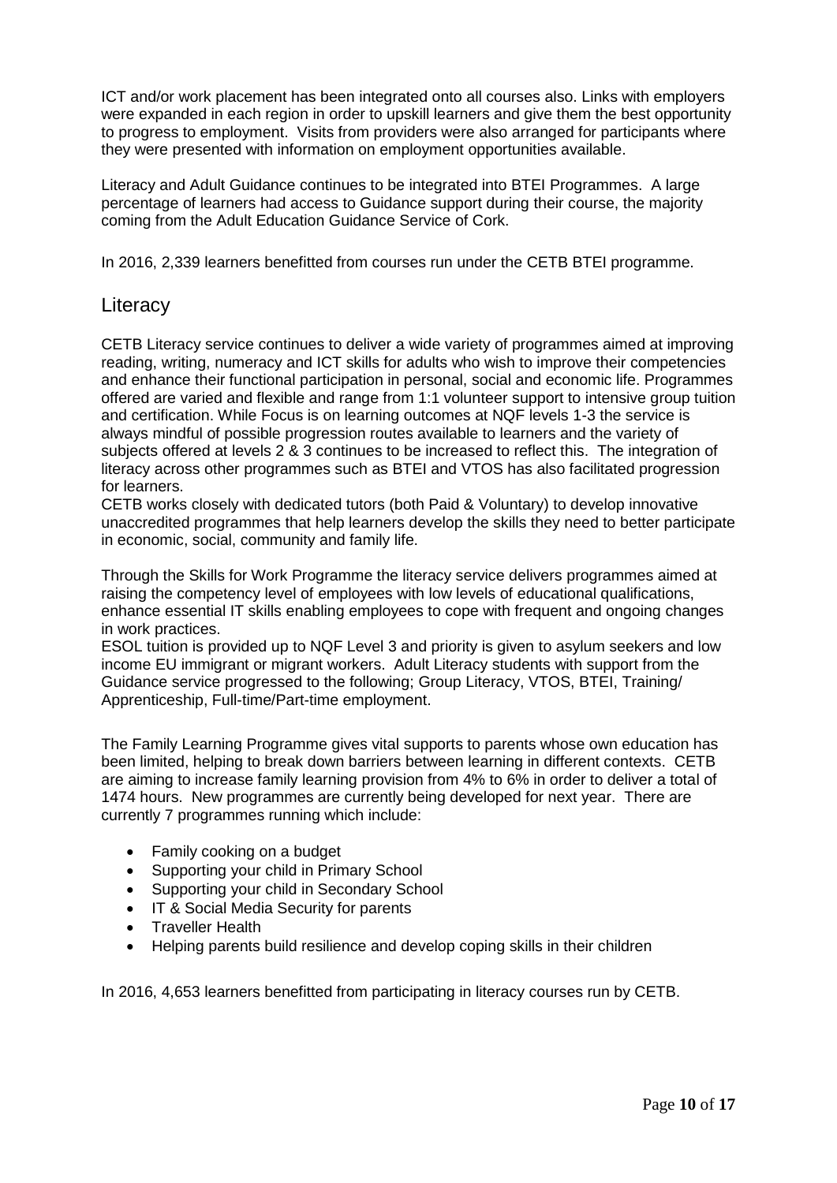ICT and/or work placement has been integrated onto all courses also. Links with employers were expanded in each region in order to upskill learners and give them the best opportunity to progress to employment. Visits from providers were also arranged for participants where they were presented with information on employment opportunities available.

Literacy and Adult Guidance continues to be integrated into BTEI Programmes. A large percentage of learners had access to Guidance support during their course, the majority coming from the Adult Education Guidance Service of Cork.

In 2016, 2,339 learners benefitted from courses run under the CETB BTEI programme.

## Literacy

CETB Literacy service continues to deliver a wide variety of programmes aimed at improving reading, writing, numeracy and ICT skills for adults who wish to improve their competencies and enhance their functional participation in personal, social and economic life. Programmes offered are varied and flexible and range from 1:1 volunteer support to intensive group tuition and certification. While Focus is on learning outcomes at NQF levels 1-3 the service is always mindful of possible progression routes available to learners and the variety of subjects offered at levels 2 & 3 continues to be increased to reflect this. The integration of literacy across other programmes such as BTEI and VTOS has also facilitated progression for learners.
CETB works closely with dedicated tutors (both Paid & Voluntary) to develop innovative unaccredited programmes that help learners develop the skills they need to better participate in economic, social, community and family life.

Through the Skills for Work Programme the literacy service delivers programmes aimed at raising the competency level of employees with low levels of educational qualifications, enhance essential IT skills enabling employees to cope with frequent and ongoing changes in work practices.
ESOL tuition is provided up to NQF Level 3 and priority is given to asylum seekers and low income EU immigrant or migrant workers. Adult Literacy students with support from the Guidance service progressed to the following; Group Literacy, VTOS, BTEI, Training/ Apprenticeship, Full-time/Part-time employment.

The Family Learning Programme gives vital supports to parents whose own education has been limited, helping to break down barriers between learning in different contexts. CETB are aiming to increase family learning provision from 4% to 6% in order to deliver a total of 1474 hours. New programmes are currently being developed for next year. There are currently 7 programmes running which include:

- Family cooking on a budget
- Supporting your child in Primary School
- Supporting your child in Secondary School
- IT & Social Media Security for parents
- Traveller Health
- Helping parents build resilience and develop coping skills in their children

In 2016, 4,653 learners benefitted from participating in literacy courses run by CETB.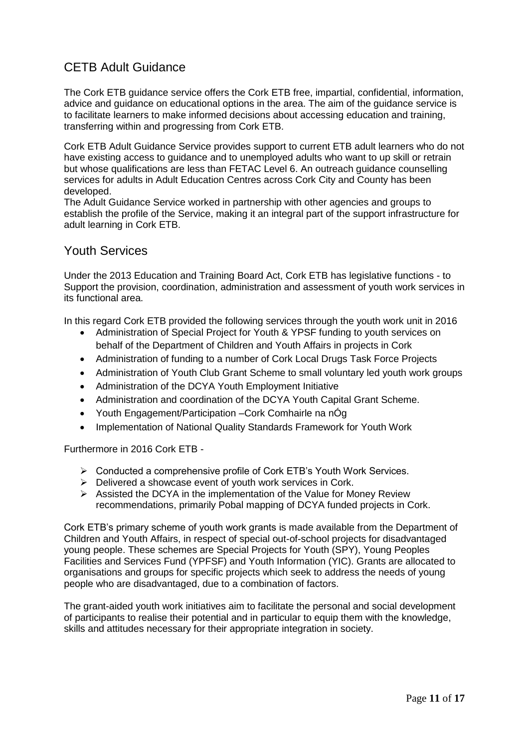## CETB Adult Guidance

The Cork ETB guidance service offers the Cork ETB free, impartial, confidential, information, advice and guidance on educational options in the area. The aim of the guidance service is to facilitate learners to make informed decisions about accessing education and training, transferring within and progressing from Cork ETB.

Cork ETB Adult Guidance Service provides support to current ETB adult learners who do not have existing access to guidance and to unemployed adults who want to up skill or retrain but whose qualifications are less than FETAC Level 6. An outreach guidance counselling services for adults in Adult Education Centres across Cork City and County has been developed.
The Adult Guidance Service worked in partnership with other agencies and groups to establish the profile of the Service, making it an integral part of the support infrastructure for adult learning in Cork ETB.

## Youth Services

Under the 2013 Education and Training Board Act, Cork ETB has legislative functions - to Support the provision, coordination, administration and assessment of youth work services in its functional area.

In this regard Cork ETB provided the following services through the youth work unit in 2016

- Administration of Special Project for Youth & YPSF funding to youth services on behalf of the Department of Children and Youth Affairs in projects in Cork
- Administration of funding to a number of Cork Local Drugs Task Force Projects
- Administration of Youth Club Grant Scheme to small voluntary led youth work groups
- Administration of the DCYA Youth Employment Initiative
- Administration and coordination of the DCYA Youth Capital Grant Scheme.
- Youth Engagement/Participation –Cork Comhairle na nÓg
- Implementation of National Quality Standards Framework for Youth Work

Furthermore in 2016 Cork ETB -

- Conducted a comprehensive profile of Cork ETB's Youth Work Services.
- Delivered a showcase event of youth work services in Cork.
- Assisted the DCYA in the implementation of the Value for Money Review recommendations, primarily Pobal mapping of DCYA funded projects in Cork.

Cork ETB's primary scheme of youth work grants is made available from the Department of Children and Youth Affairs, in respect of special out-of-school projects for disadvantaged young people. These schemes are Special Projects for Youth (SPY), Young Peoples Facilities and Services Fund (YPFSF) and Youth Information (YIC). Grants are allocated to organisations and groups for specific projects which seek to address the needs of young people who are disadvantaged, due to a combination of factors.

The grant-aided youth work initiatives aim to facilitate the personal and social development of participants to realise their potential and in particular to equip them with the knowledge, skills and attitudes necessary for their appropriate integration in society.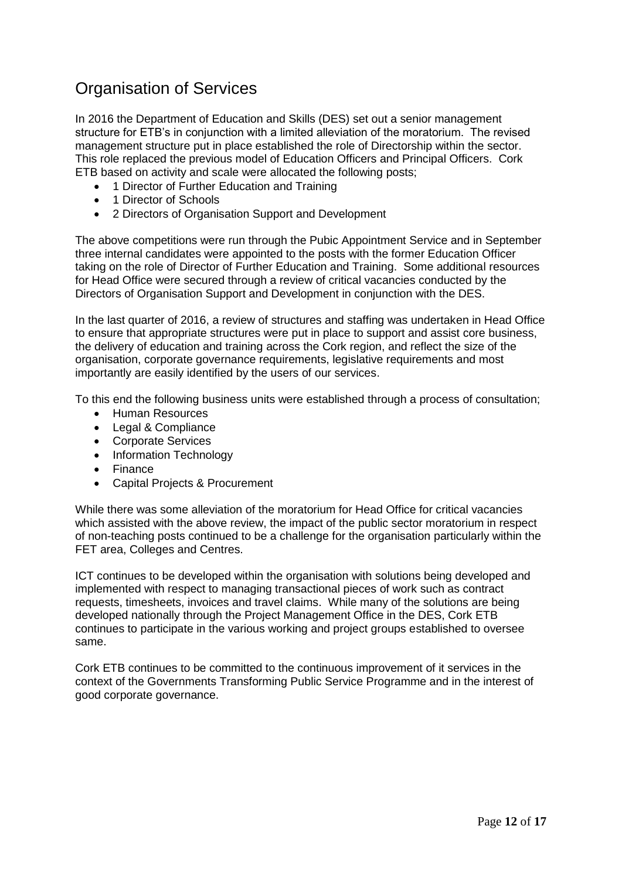## Organisation of Services

In 2016 the Department of Education and Skills (DES) set out a senior management structure for ETB's in conjunction with a limited alleviation of the moratorium. The revised management structure put in place established the role of Directorship within the sector. This role replaced the previous model of Education Officers and Principal Officers. Cork ETB based on activity and scale were allocated the following posts;

- 1 Director of Further Education and Training
- 1 Director of Schools
- 2 Directors of Organisation Support and Development

The above competitions were run through the Pubic Appointment Service and in September three internal candidates were appointed to the posts with the former Education Officer taking on the role of Director of Further Education and Training. Some additional resources for Head Office were secured through a review of critical vacancies conducted by the Directors of Organisation Support and Development in conjunction with the DES.

In the last quarter of 2016, a review of structures and staffing was undertaken in Head Office to ensure that appropriate structures were put in place to support and assist core business, the delivery of education and training across the Cork region, and reflect the size of the organisation, corporate governance requirements, legislative requirements and most importantly are easily identified by the users of our services.

To this end the following business units were established through a process of consultation;

- Human Resources
- Legal & Compliance
- Corporate Services
- Information Technology
- Finance
- Capital Projects & Procurement

While there was some alleviation of the moratorium for Head Office for critical vacancies which assisted with the above review, the impact of the public sector moratorium in respect of non-teaching posts continued to be a challenge for the organisation particularly within the FET area, Colleges and Centres.

ICT continues to be developed within the organisation with solutions being developed and implemented with respect to managing transactional pieces of work such as contract requests, timesheets, invoices and travel claims. While many of the solutions are being developed nationally through the Project Management Office in the DES, Cork ETB continues to participate in the various working and project groups established to oversee same.

Cork ETB continues to be committed to the continuous improvement of it services in the context of the Governments Transforming Public Service Programme and in the interest of good corporate governance.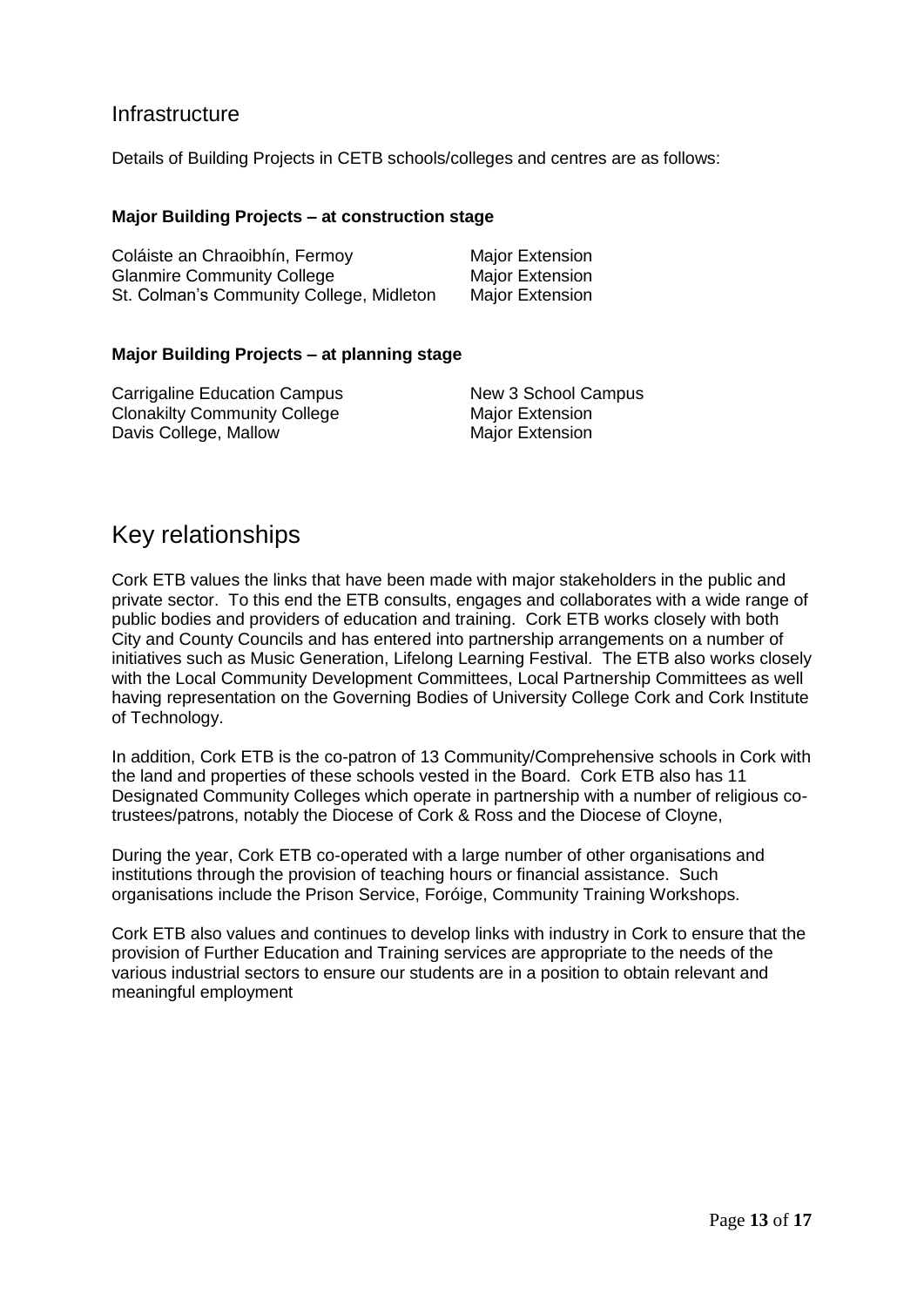## Infrastructure

Details of Building Projects in CETB schools/colleges and centres are as follows:

**Major Building Projects – at construction stage**

| | |
|---|---|
| Coláiste an Chraoibhín, Fermoy | Major Extension |
| Glanmire Community College | Major Extension |
| St. Colman's Community College, Midleton | Major Extension |

**Major Building Projects – at planning stage**

| | |
|---|---|
| Carrigaline Education Campus | New 3 School Campus |
| Clonakilty Community College | Major Extension |
| Davis College, Mallow | Major Extension |

# Key relationships

Cork ETB values the links that have been made with major stakeholders in the public and private sector. To this end the ETB consults, engages and collaborates with a wide range of public bodies and providers of education and training. Cork ETB works closely with both City and County Councils and has entered into partnership arrangements on a number of initiatives such as Music Generation, Lifelong Learning Festival. The ETB also works closely with the Local Community Development Committees, Local Partnership Committees as well having representation on the Governing Bodies of University College Cork and Cork Institute of Technology.

In addition, Cork ETB is the co-patron of 13 Community/Comprehensive schools in Cork with the land and properties of these schools vested in the Board. Cork ETB also has 11 Designated Community Colleges which operate in partnership with a number of religious co-trustees/patrons, notably the Diocese of Cork & Ross and the Diocese of Cloyne,

During the year, Cork ETB co-operated with a large number of other organisations and institutions through the provision of teaching hours or financial assistance. Such organisations include the Prison Service, Foróige, Community Training Workshops.

Cork ETB also values and continues to develop links with industry in Cork to ensure that the provision of Further Education and Training services are appropriate to the needs of the various industrial sectors to ensure our students are in a position to obtain relevant and meaningful employment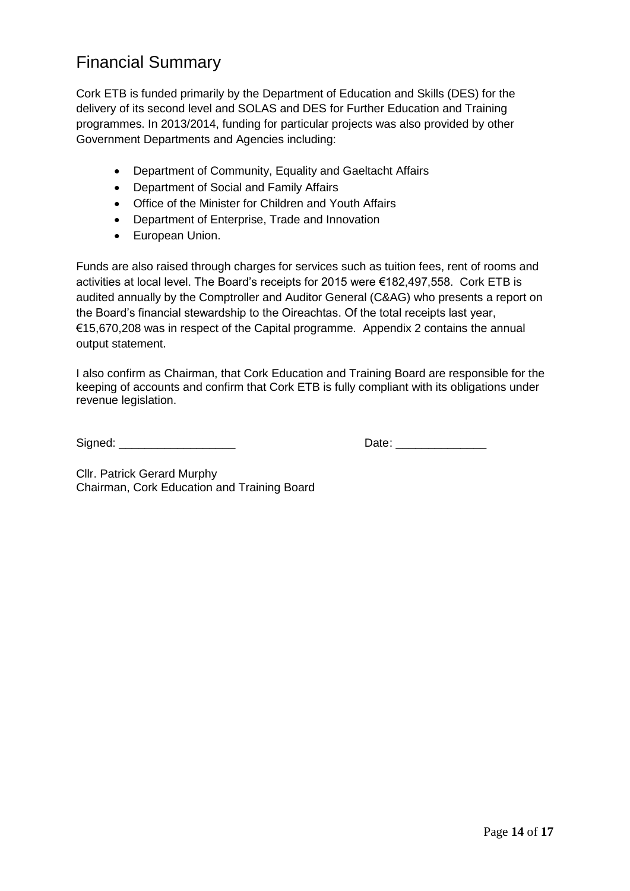## Financial Summary

Cork ETB is funded primarily by the Department of Education and Skills (DES) for the delivery of its second level and SOLAS and DES for Further Education and Training programmes. In 2013/2014, funding for particular projects was also provided by other Government Departments and Agencies including:

- Department of Community, Equality and Gaeltacht Affairs
- Department of Social and Family Affairs
- Office of the Minister for Children and Youth Affairs
- Department of Enterprise, Trade and Innovation
- European Union.

Funds are also raised through charges for services such as tuition fees, rent of rooms and activities at local level. The Board's receipts for 2015 were €182,497,558. Cork ETB is audited annually by the Comptroller and Auditor General (C&AG) who presents a report on the Board's financial stewardship to the Oireachtas. Of the total receipts last year, €15,670,208 was in respect of the Capital programme. Appendix 2 contains the annual output statement.

I also confirm as Chairman, that Cork Education and Training Board are responsible for the keeping of accounts and confirm that Cork ETB is fully compliant with its obligations under revenue legislation.

Signed: __________________ Date: ______________

Cllr. Patrick Gerard Murphy
Chairman, Cork Education and Training Board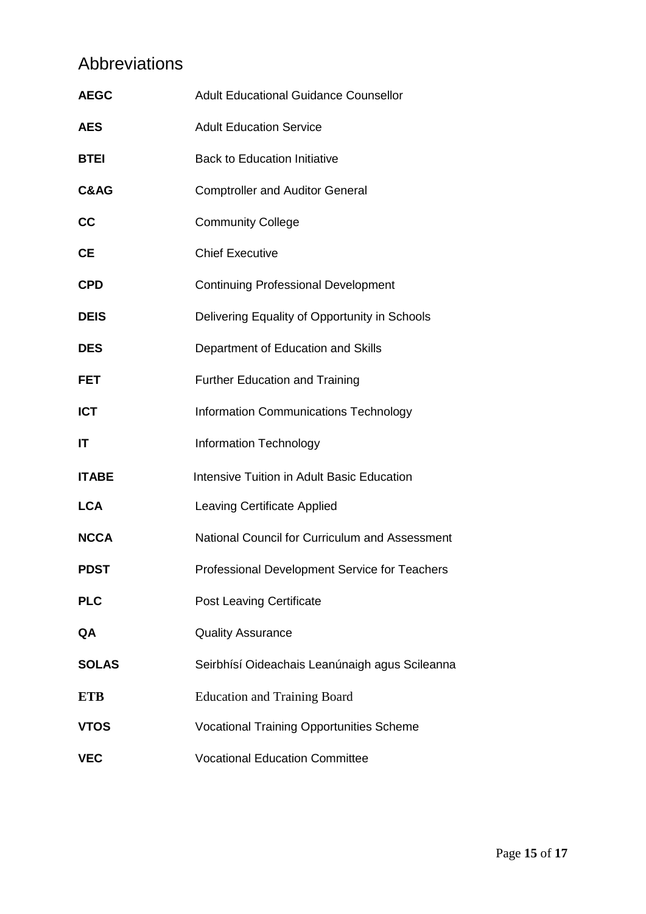## Abbreviations

| | |
|---|---|
| **AEGC** | Adult Educational Guidance Counsellor |
| **AES** | Adult Education Service |
| **BTEI** | Back to Education Initiative |
| **C&AG** | Comptroller and Auditor General |
| **CC** | Community College |
| **CE** | Chief Executive |
| **CPD** | Continuing Professional Development |
| **DEIS** | Delivering Equality of Opportunity in Schools |
| **DES** | Department of Education and Skills |
| **FET** | Further Education and Training |
| **ICT** | Information Communications Technology |
| **IT** | Information Technology |
| **ITABE** | Intensive Tuition in Adult Basic Education |
| **LCA** | Leaving Certificate Applied |
| **NCCA** | National Council for Curriculum and Assessment |
| **PDST** | Professional Development Service for Teachers |
| **PLC** | Post Leaving Certificate |
| **QA** | Quality Assurance |
| **SOLAS** | Seirbhísí Oideachais Leanúnaigh agus Scileanna |
| **ETB** | Education and Training Board |
| **VTOS** | Vocational Training Opportunities Scheme |
| **VEC** | Vocational Education Committee |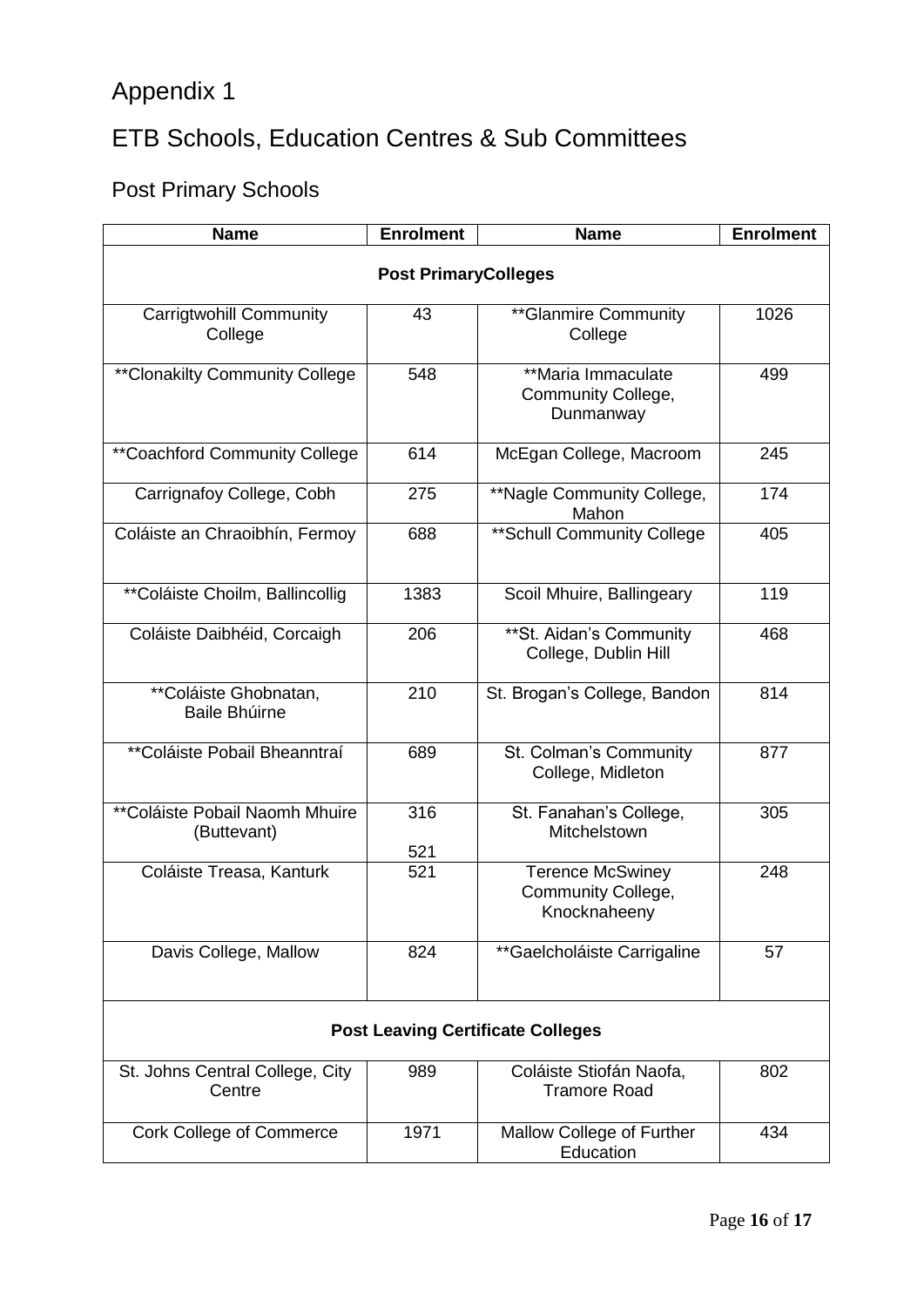# Appendix 1

## ETB Schools, Education Centres & Sub Committees

### Post Primary Schools

| Name | Enrolment | Name | Enrolment |
|---|---|---|---|
| **Post PrimaryColleges** | | | |
| Carrigtwohill Community College | 43 | **Glanmire Community College | 1026 |
| **Clonakilty Community College | 548 | **Maria Immaculate Community College, Dunmanway | 499 |
| **Coachford Community College | 614 | McEgan College, Macroom | 245 |
| Carrignafoy College, Cobh | 275 | **Nagle Community College, Mahon | 174 |
| Coláiste an Chraoibhín, Fermoy | 688 | **Schull Community College | 405 |
| **Coláiste Choilm, Ballincollig | 1383 | Scoil Mhuire, Ballingeary | 119 |
| Coláiste Daibhéid, Corcaigh | 206 | **St. Aidan's Community College, Dublin Hill | 468 |
| **Coláiste Ghobnatan, Baile Bhúirne | 210 | St. Brogan's College, Bandon | 814 |
| **Coláiste Pobail Bheanntraí | 689 | St. Colman's Community College, Midleton | 877 |
| **Coláiste Pobail Naomh Mhuire (Buttevant) | 316<br>521 | St. Fanahan's College, Mitchelstown | 305 |
| Coláiste Treasa, Kanturk | 521 | Terence McSwiney Community College, Knocknaheeny | 248 |
| Davis College, Mallow | 824 | **Gaelcholáiste Carrigaline | 57 |
| **Post Leaving Certificate Colleges** | | | |
| St. Johns Central College, City Centre | 989 | Coláiste Stiofán Naofa, Tramore Road | 802 |
| Cork College of Commerce | 1971 | Mallow College of Further Education | 434 |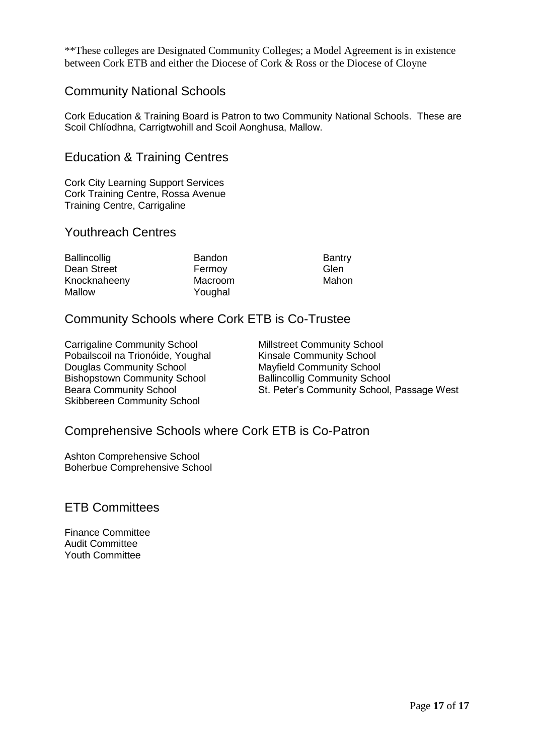**These colleges are Designated Community Colleges; a Model Agreement is in existence between Cork ETB and either the Diocese of Cork & Ross or the Diocese of Cloyne

## Community National Schools

Cork Education & Training Board is Patron to two Community National Schools. These are Scoil Chlíodhna, Carrigtwohill and Scoil Aonghusa, Mallow.

## Education & Training Centres

Cork City Learning Support Services
Cork Training Centre, Rossa Avenue
Training Centre, Carrigaline

## Youthreach Centres

| | | |
|---|---|---|
| Ballincollig | Bandon | Bantry |
| Dean Street | Fermoy | Glen |
| Knocknaheeny | Macroom | Mahon |
| Mallow | Youghal | |

## Community Schools where Cork ETB is Co-Trustee

Carrigaline Community School
Pobailscoil na Trionóide, Youghal
Douglas Community School
Bishopstown Community School
Beara Community School
Skibbereen Community School
Millstreet Community School
Kinsale Community School
Mayfield Community School
Ballincollig Community School
St. Peter's Community School, Passage West

## Comprehensive Schools where Cork ETB is Co-Patron

Ashton Comprehensive School
Boherbue Comprehensive School

## ETB Committees

Finance Committee
Audit Committee
Youth Committee